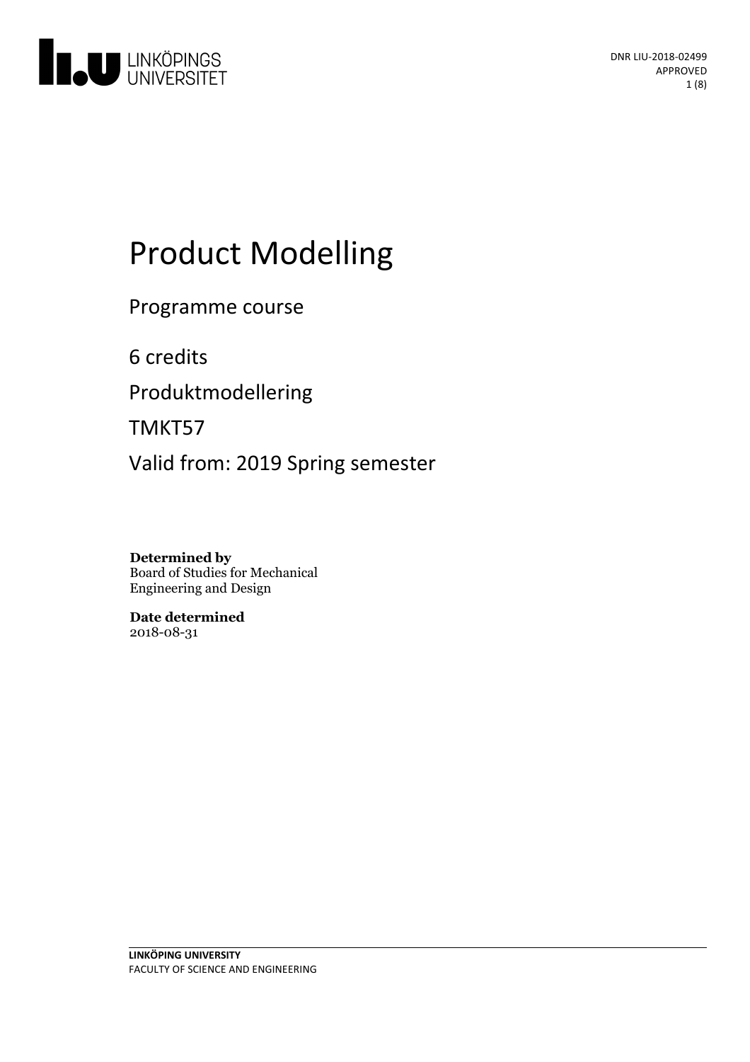DNR LIU-2018-02499
APPROVED

# Product Modelling

Programme course

6 credits

Produktmodellering

TMKT57

Valid from: 2019 Spring semester

**Determined by**
Board of Studies for Mechanical Engineering and Design

**Date determined**
2018-08-31

**LINKÖPING UNIVERSITY**
FACULTY OF SCIENCE AND ENGINEERING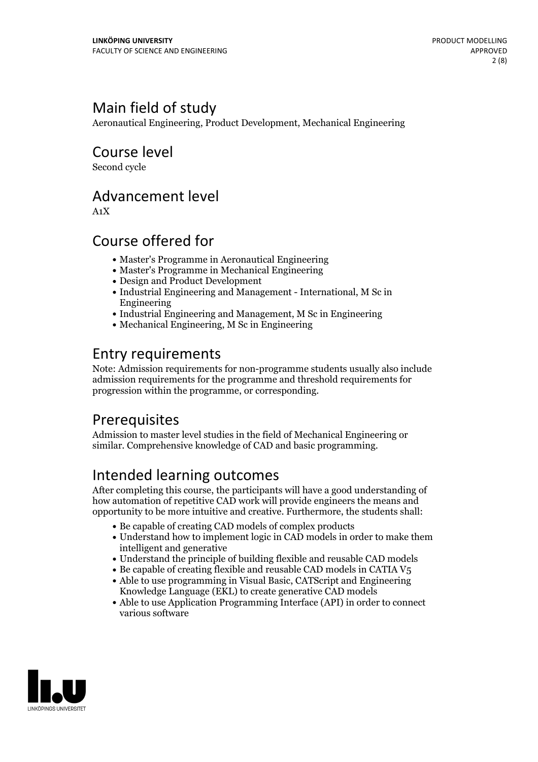## Main field of study

Aeronautical Engineering, Product Development, Mechanical Engineering

## Course level

Second cycle

## Advancement level

A1X

## Course offered for

- Master's Programme in Aeronautical Engineering
- Master's Programme in Mechanical Engineering
- Design and Product Development
- Industrial Engineering and Management - International, M Sc in Engineering
- Industrial Engineering and Management, M Sc in Engineering
- Mechanical Engineering, M Sc in Engineering

## Entry requirements

Note: Admission requirements for non-programme students usually also include admission requirements for the programme and threshold requirements for progression within the programme, or corresponding.

## Prerequisites

Admission to master level studies in the field of Mechanical Engineering or similar. Comprehensive knowledge of CAD and basic programming.

## Intended learning outcomes

After completing this course, the participants will have a good understanding of how automation of repetitive CAD work will provide engineers the means and opportunity to be more intuitive and creative. Furthermore, the students shall:

- Be capable of creating CAD models of complex products
- Understand how to implement logic in CAD models in order to make them intelligent and generative
- Understand the principle of building flexible and reusable CAD models
- Be capable of creating flexible and reusable CAD models in CATIA V5
- Able to use programming in Visual Basic, CATScript and Engineering Knowledge Language (EKL) to create generative CAD models
- Able to use Application Programming Interface (API) in order to connect various software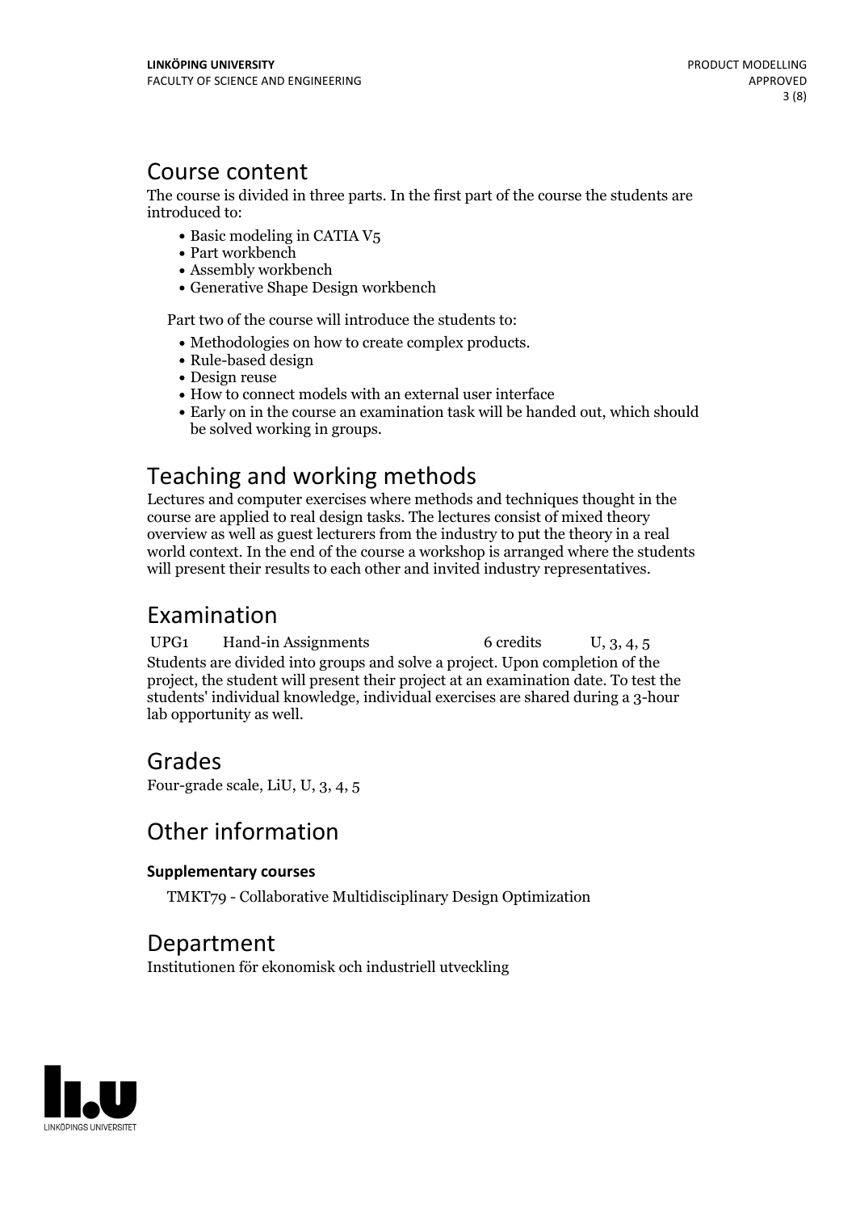## Course content

The course is divided in three parts. In the first part of the course the students are introduced to:

- Basic modeling in CATIA V5
- Part workbench
- Assembly workbench
- Generative Shape Design workbench

Part two of the course will introduce the students to:

- Methodologies on how to create complex products.
- Rule-based design
- Design reuse
- How to connect models with an external user interface
- Early on in the course an examination task will be handed out, which should be solved working in groups.

## Teaching and working methods

Lectures and computer exercises where methods and techniques thought in the course are applied to real design tasks. The lectures consist of mixed theory overview as well as guest lecturers from the industry to put the theory in a real world context. In the end of the course a workshop is arranged where the students will present their results to each other and invited industry representatives.

## Examination

| | | | |
|---|---|---|---|
| UPG1 | Hand-in Assignments | 6 credits | U, 3, 4, 5 |

Students are divided into groups and solve a project. Upon completion of the project, the student will present their project at an examination date. To test the students' individual knowledge, individual exercises are shared during a 3-hour lab opportunity as well.

## Grades

Four-grade scale, LiU, U, 3, 4, 5

## Other information

**Supplementary courses**

TMKT79 - Collaborative Multidisciplinary Design Optimization

## Department

Institutionen för ekonomisk och industriell utveckling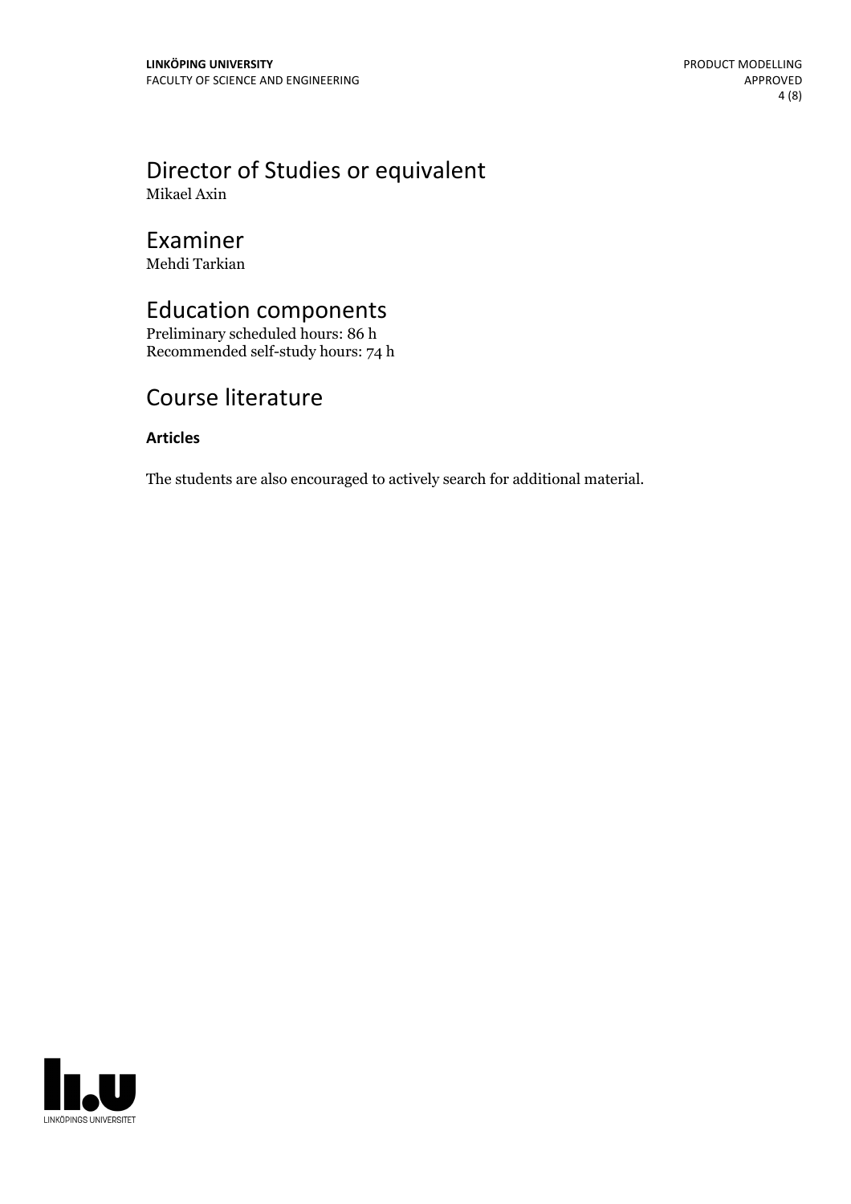## Director of Studies or equivalent

Mikael Axin

## Examiner

Mehdi Tarkian

## Education components

Preliminary scheduled hours: 86 h
Recommended self-study hours: 74 h

## Course literature

**Articles**

The students are also encouraged to actively search for additional material.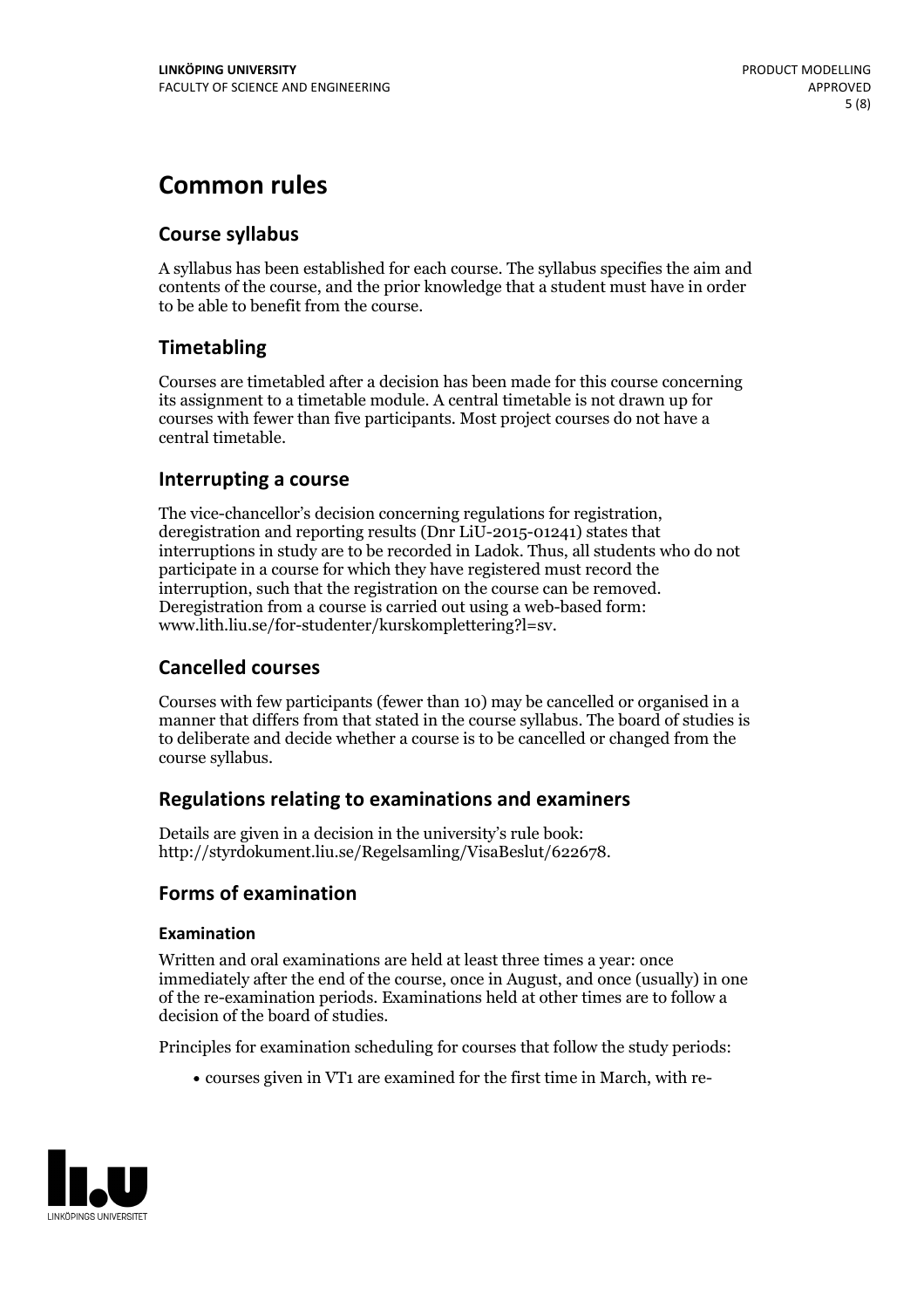# Common rules

## Course syllabus

A syllabus has been established for each course. The syllabus specifies the aim and contents of the course, and the prior knowledge that a student must have in order to be able to benefit from the course.

## Timetabling

Courses are timetabled after a decision has been made for this course concerning its assignment to a timetable module. A central timetable is not drawn up for courses with fewer than five participants. Most project courses do not have a central timetable.

## Interrupting a course

The vice-chancellor's decision concerning regulations for registration, deregistration and reporting results (Dnr LiU-2015-01241) states that interruptions in study are to be recorded in Ladok. Thus, all students who do not participate in a course for which they have registered must record the interruption, such that the registration on the course can be removed. Deregistration from a course is carried out using a web-based form: www.lith.liu.se/for-studenter/kurskomplettering?l=sv.

## Cancelled courses

Courses with few participants (fewer than 10) may be cancelled or organised in a manner that differs from that stated in the course syllabus. The board of studies is to deliberate and decide whether a course is to be cancelled or changed from the course syllabus.

## Regulations relating to examinations and examiners

Details are given in a decision in the university's rule book: http://styrdokument.liu.se/Regelsamling/VisaBeslut/622678.

## Forms of examination

### Examination

Written and oral examinations are held at least three times a year: once immediately after the end of the course, once in August, and once (usually) in one of the re-examination periods. Examinations held at other times are to follow a decision of the board of studies.

Principles for examination scheduling for courses that follow the study periods:

- courses given in VT1 are examined for the first time in March, with re-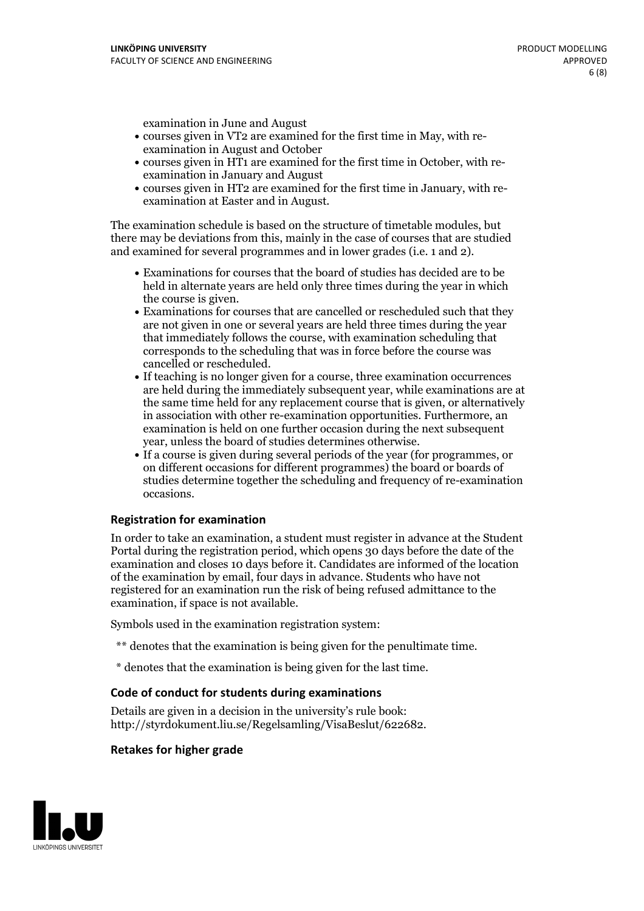examination in June and August

- courses given in VT2 are examined for the first time in May, with re-examination in August and October
- courses given in HT1 are examined for the first time in October, with re-examination in January and August
- courses given in HT2 are examined for the first time in January, with re-examination at Easter and in August.

The examination schedule is based on the structure of timetable modules, but there may be deviations from this, mainly in the case of courses that are studied and examined for several programmes and in lower grades (i.e. 1 and 2).

- Examinations for courses that the board of studies has decided are to be held in alternate years are held only three times during the year in which the course is given.
- Examinations for courses that are cancelled or rescheduled such that they are not given in one or several years are held three times during the year that immediately follows the course, with examination scheduling that corresponds to the scheduling that was in force before the course was cancelled or rescheduled.
- If teaching is no longer given for a course, three examination occurrences are held during the immediately subsequent year, while examinations are at the same time held for any replacement course that is given, or alternatively in association with other re-examination opportunities. Furthermore, an examination is held on one further occasion during the next subsequent year, unless the board of studies determines otherwise.
- If a course is given during several periods of the year (for programmes, or on different occasions for different programmes) the board or boards of studies determine together the scheduling and frequency of re-examination occasions.

### Registration for examination

In order to take an examination, a student must register in advance at the Student Portal during the registration period, which opens 30 days before the date of the examination and closes 10 days before it. Candidates are informed of the location of the examination by email, four days in advance. Students who have not registered for an examination run the risk of being refused admittance to the examination, if space is not available.

Symbols used in the examination registration system:

** denotes that the examination is being given for the penultimate time.

* denotes that the examination is being given for the last time.

### Code of conduct for students during examinations

Details are given in a decision in the university's rule book: http://styrdokument.liu.se/Regelsamling/VisaBeslut/622682.

### Retakes for higher grade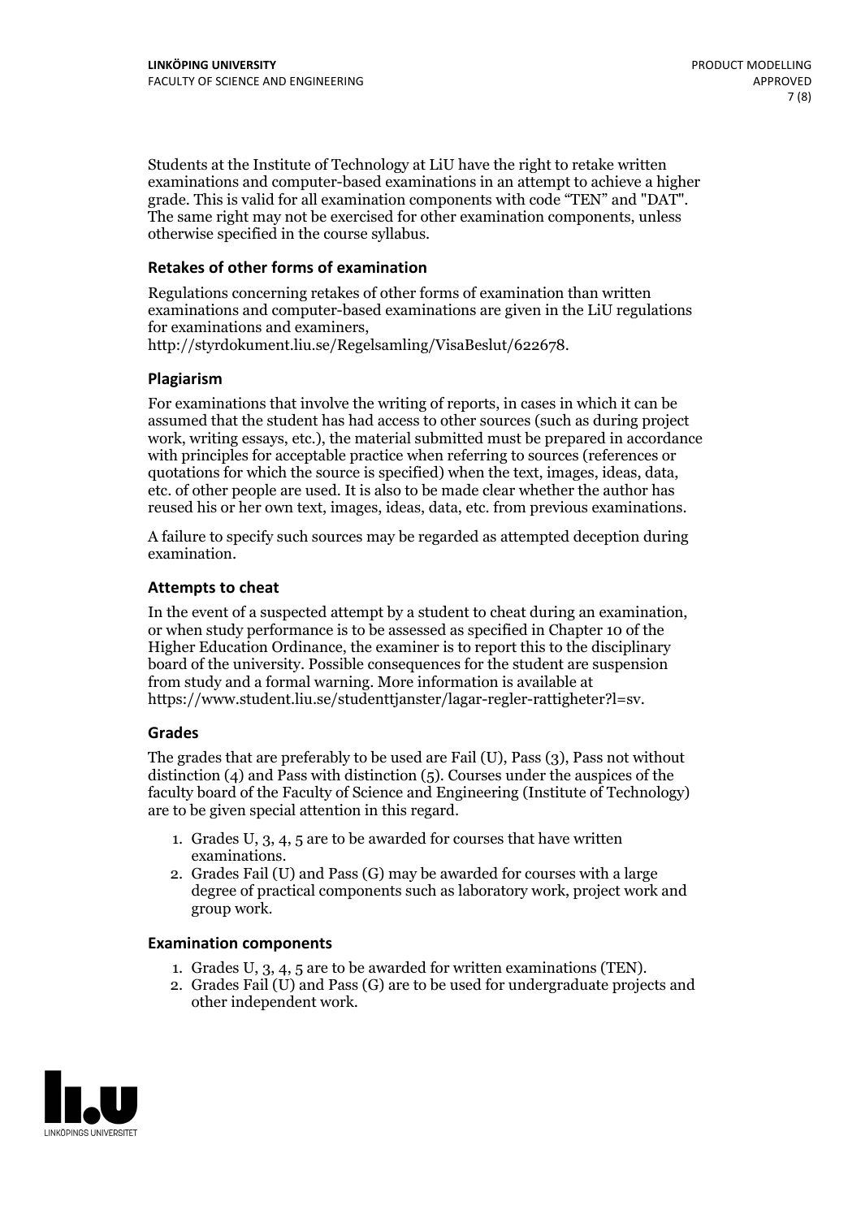Students at the Institute of Technology at LiU have the right to retake written examinations and computer-based examinations in an attempt to achieve a higher grade. This is valid for all examination components with code "TEN" and "DAT". The same right may not be exercised for other examination components, unless otherwise specified in the course syllabus.

### Retakes of other forms of examination

Regulations concerning retakes of other forms of examination than written examinations and computer-based examinations are given in the LiU regulations for examinations and examiners, http://styrdokument.liu.se/Regelsamling/VisaBeslut/622678.

### Plagiarism

For examinations that involve the writing of reports, in cases in which it can be assumed that the student has had access to other sources (such as during project work, writing essays, etc.), the material submitted must be prepared in accordance with principles for acceptable practice when referring to sources (references or quotations for which the source is specified) when the text, images, ideas, data, etc. of other people are used. It is also to be made clear whether the author has reused his or her own text, images, ideas, data, etc. from previous examinations.

A failure to specify such sources may be regarded as attempted deception during examination.

### Attempts to cheat

In the event of a suspected attempt by a student to cheat during an examination, or when study performance is to be assessed as specified in Chapter 10 of the Higher Education Ordinance, the examiner is to report this to the disciplinary board of the university. Possible consequences for the student are suspension from study and a formal warning. More information is available at https://www.student.liu.se/studenttjanster/lagar-regler-rattigheter?l=sv.

### Grades

The grades that are preferably to be used are Fail (U), Pass (3), Pass not without distinction (4) and Pass with distinction (5). Courses under the auspices of the faculty board of the Faculty of Science and Engineering (Institute of Technology) are to be given special attention in this regard.

1. Grades U, 3, 4, 5 are to be awarded for courses that have written examinations.
2. Grades Fail (U) and Pass (G) may be awarded for courses with a large degree of practical components such as laboratory work, project work and group work.

### Examination components

1. Grades U, 3, 4, 5 are to be awarded for written examinations (TEN).
2. Grades Fail (U) and Pass (G) are to be used for undergraduate projects and other independent work.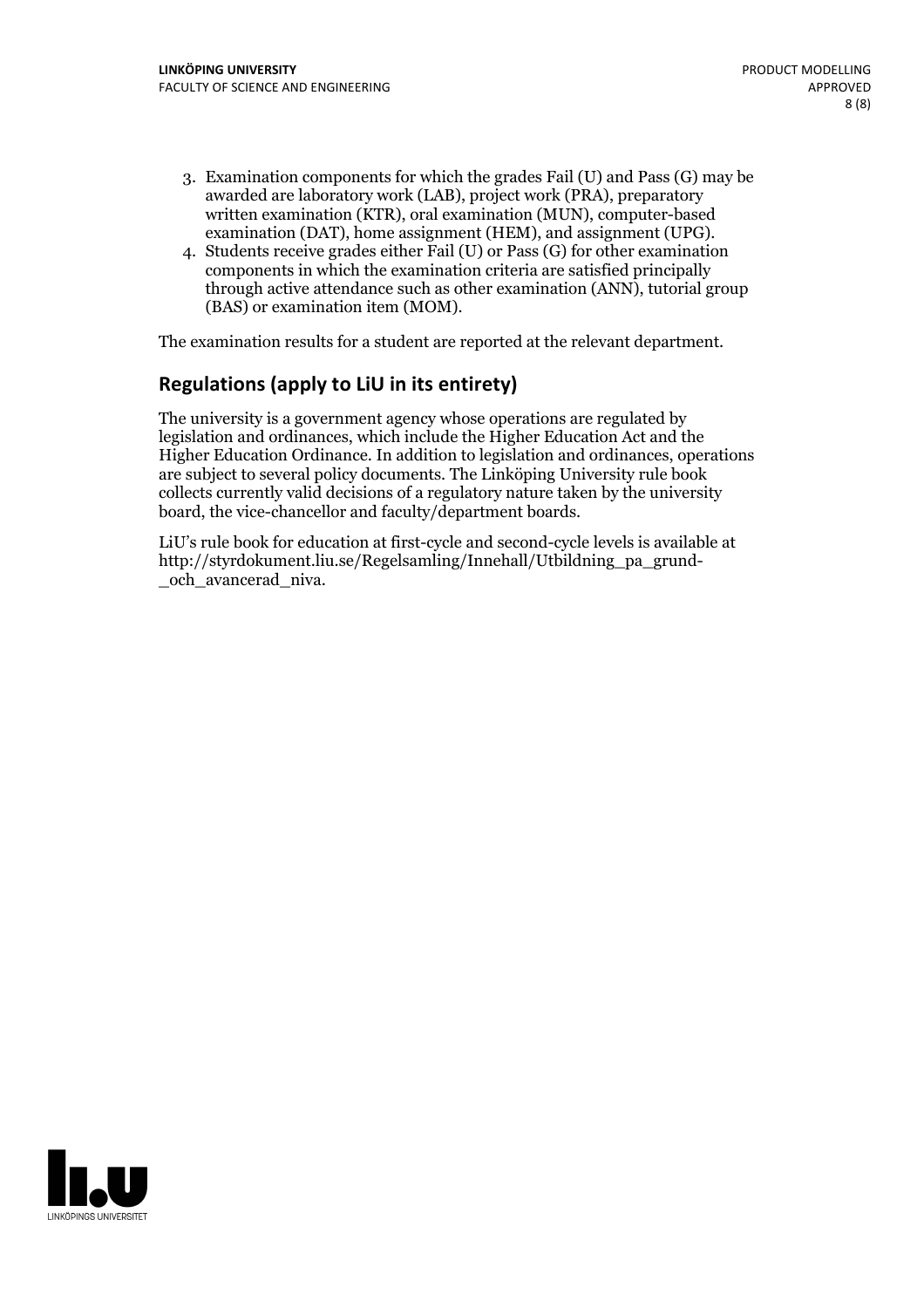3. Examination components for which the grades Fail (U) and Pass (G) may be awarded are laboratory work (LAB), project work (PRA), preparatory written examination (KTR), oral examination (MUN), computer-based examination (DAT), home assignment (HEM), and assignment (UPG).
4. Students receive grades either Fail (U) or Pass (G) for other examination components in which the examination criteria are satisfied principally through active attendance such as other examination (ANN), tutorial group (BAS) or examination item (MOM).

The examination results for a student are reported at the relevant department.

## Regulations (apply to LiU in its entirety)

The university is a government agency whose operations are regulated by legislation and ordinances, which include the Higher Education Act and the Higher Education Ordinance. In addition to legislation and ordinances, operations are subject to several policy documents. The Linköping University rule book collects currently valid decisions of a regulatory nature taken by the university board, the vice-chancellor and faculty/department boards.

LiU's rule book for education at first-cycle and second-cycle levels is available at http://styrdokument.liu.se/Regelsamling/Innehall/Utbildning_pa_grund-_och_avancerad_niva.